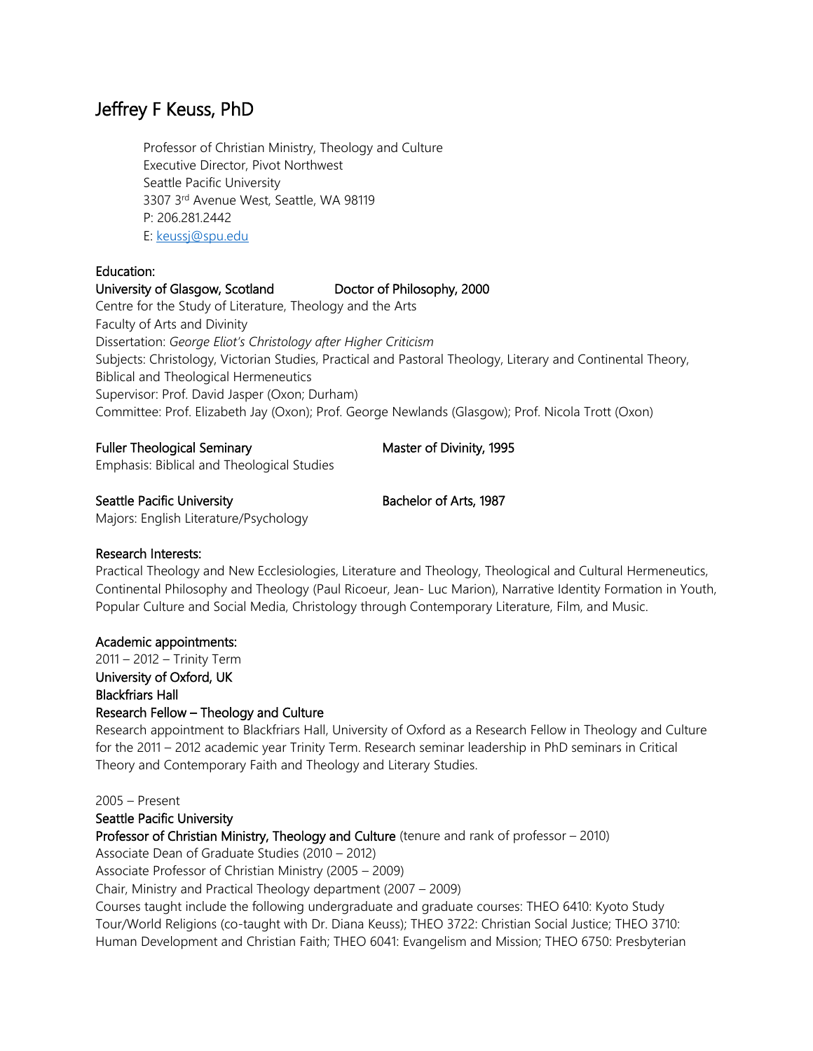# Jeffrey F Keuss, PhD

Professor of Christian Ministry, Theology and Culture
Executive Director, Pivot Northwest
Seattle Pacific University
3307 3rd Avenue West, Seattle, WA 98119
P: 206.281.2442
E: keussj@spu.edu

## Education:

**University of Glasgow, Scotland** — **Doctor of Philosophy, 2000**
Centre for the Study of Literature, Theology and the Arts
Faculty of Arts and Divinity
Dissertation: *George Eliot's Christology after Higher Criticism*
Subjects: Christology, Victorian Studies, Practical and Pastoral Theology, Literary and Continental Theory, Biblical and Theological Hermeneutics
Supervisor: Prof. David Jasper (Oxon; Durham)
Committee: Prof. Elizabeth Jay (Oxon); Prof. George Newlands (Glasgow); Prof. Nicola Trott (Oxon)

**Fuller Theological Seminary** — **Master of Divinity, 1995**
Emphasis: Biblical and Theological Studies

**Seattle Pacific University** — **Bachelor of Arts, 1987**
Majors: English Literature/Psychology

## Research Interests:

Practical Theology and New Ecclesiologies, Literature and Theology, Theological and Cultural Hermeneutics, Continental Philosophy and Theology (Paul Ricoeur, Jean- Luc Marion), Narrative Identity Formation in Youth, Popular Culture and Social Media, Christology through Contemporary Literature, Film, and Music.

## Academic appointments:

2011 – 2012 – Trinity Term
**University of Oxford, UK**
**Blackfriars Hall**
**Research Fellow – Theology and Culture**
Research appointment to Blackfriars Hall, University of Oxford as a Research Fellow in Theology and Culture for the 2011 – 2012 academic year Trinity Term. Research seminar leadership in PhD seminars in Critical Theory and Contemporary Faith and Theology and Literary Studies.

2005 – Present
**Seattle Pacific University**
**Professor of Christian Ministry, Theology and Culture** (tenure and rank of professor – 2010)
Associate Dean of Graduate Studies (2010 – 2012)
Associate Professor of Christian Ministry (2005 – 2009)
Chair, Ministry and Practical Theology department (2007 – 2009)
Courses taught include the following undergraduate and graduate courses: THEO 6410: Kyoto Study Tour/World Religions (co-taught with Dr. Diana Keuss); THEO 3722: Christian Social Justice; THEO 3710: Human Development and Christian Faith; THEO 6041: Evangelism and Mission; THEO 6750: Presbyterian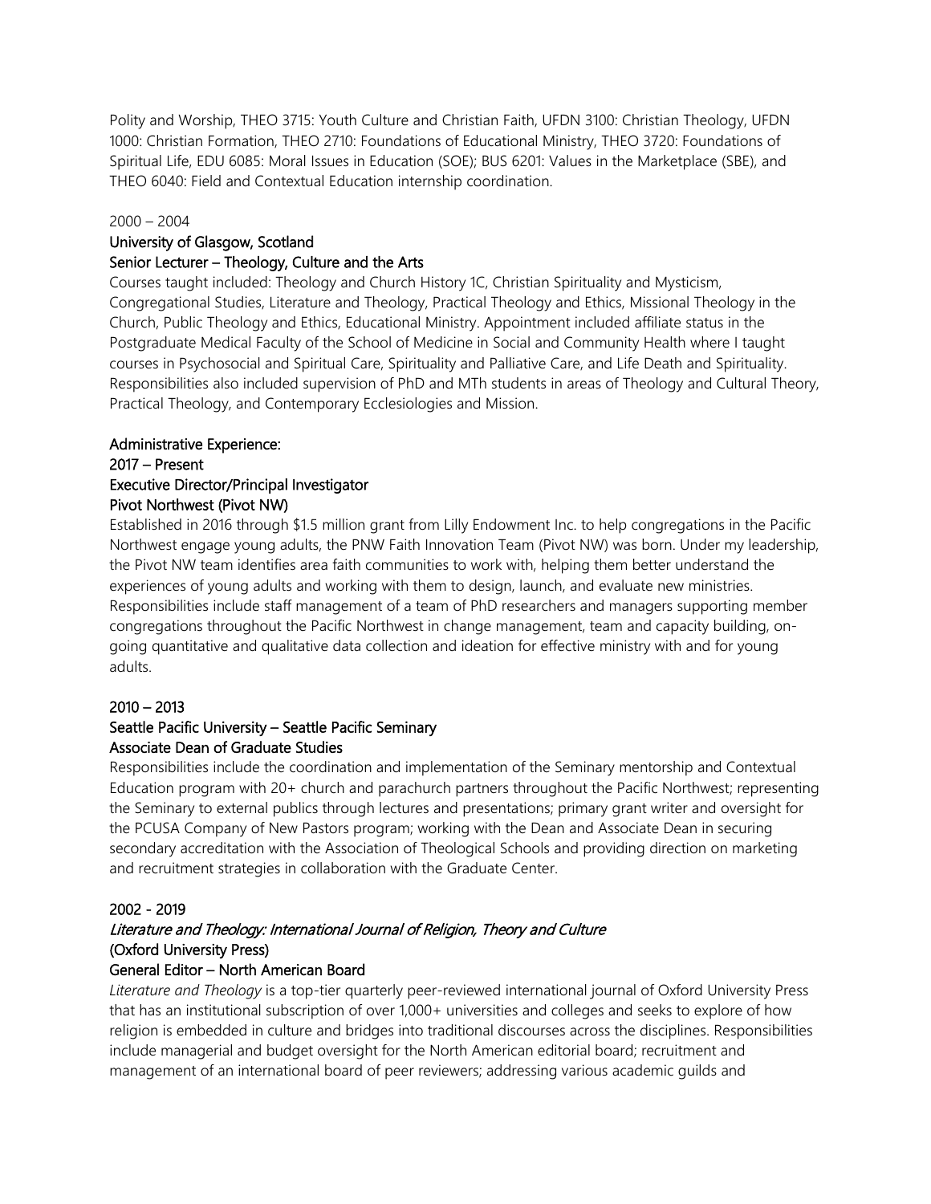Polity and Worship, THEO 3715: Youth Culture and Christian Faith, UFDN 3100: Christian Theology, UFDN 1000: Christian Formation, THEO 2710: Foundations of Educational Ministry, THEO 3720: Foundations of Spiritual Life, EDU 6085: Moral Issues in Education (SOE); BUS 6201: Values in the Marketplace (SBE), and THEO 6040: Field and Contextual Education internship coordination.

2000 – 2004
**University of Glasgow, Scotland**
**Senior Lecturer – Theology, Culture and the Arts**
Courses taught included: Theology and Church History 1C, Christian Spirituality and Mysticism, Congregational Studies, Literature and Theology, Practical Theology and Ethics, Missional Theology in the Church, Public Theology and Ethics, Educational Ministry. Appointment included affiliate status in the Postgraduate Medical Faculty of the School of Medicine in Social and Community Health where I taught courses in Psychosocial and Spiritual Care, Spirituality and Palliative Care, and Life Death and Spirituality. Responsibilities also included supervision of PhD and MTh students in areas of Theology and Cultural Theory, Practical Theology, and Contemporary Ecclesiologies and Mission.

**Administrative Experience:**
**2017 – Present**
**Executive Director/Principal Investigator**
**Pivot Northwest (Pivot NW)**
Established in 2016 through $1.5 million grant from Lilly Endowment Inc. to help congregations in the Pacific Northwest engage young adults, the PNW Faith Innovation Team (Pivot NW) was born. Under my leadership, the Pivot NW team identifies area faith communities to work with, helping them better understand the experiences of young adults and working with them to design, launch, and evaluate new ministries. Responsibilities include staff management of a team of PhD researchers and managers supporting member congregations throughout the Pacific Northwest in change management, team and capacity building, on-going quantitative and qualitative data collection and ideation for effective ministry with and for young adults.

**2010 – 2013**
**Seattle Pacific University – Seattle Pacific Seminary**
**Associate Dean of Graduate Studies**
Responsibilities include the coordination and implementation of the Seminary mentorship and Contextual Education program with 20+ church and parachurch partners throughout the Pacific Northwest; representing the Seminary to external publics through lectures and presentations; primary grant writer and oversight for the PCUSA Company of New Pastors program; working with the Dean and Associate Dean in securing secondary accreditation with the Association of Theological Schools and providing direction on marketing and recruitment strategies in collaboration with the Graduate Center.

**2002 - 2019**
***Literature and Theology: International Journal of Religion, Theory and Culture***
**(Oxford University Press)**
**General Editor – North American Board**
*Literature and Theology* is a top-tier quarterly peer-reviewed international journal of Oxford University Press that has an institutional subscription of over 1,000+ universities and colleges and seeks to explore of how religion is embedded in culture and bridges into traditional discourses across the disciplines. Responsibilities include managerial and budget oversight for the North American editorial board; recruitment and management of an international board of peer reviewers; addressing various academic guilds and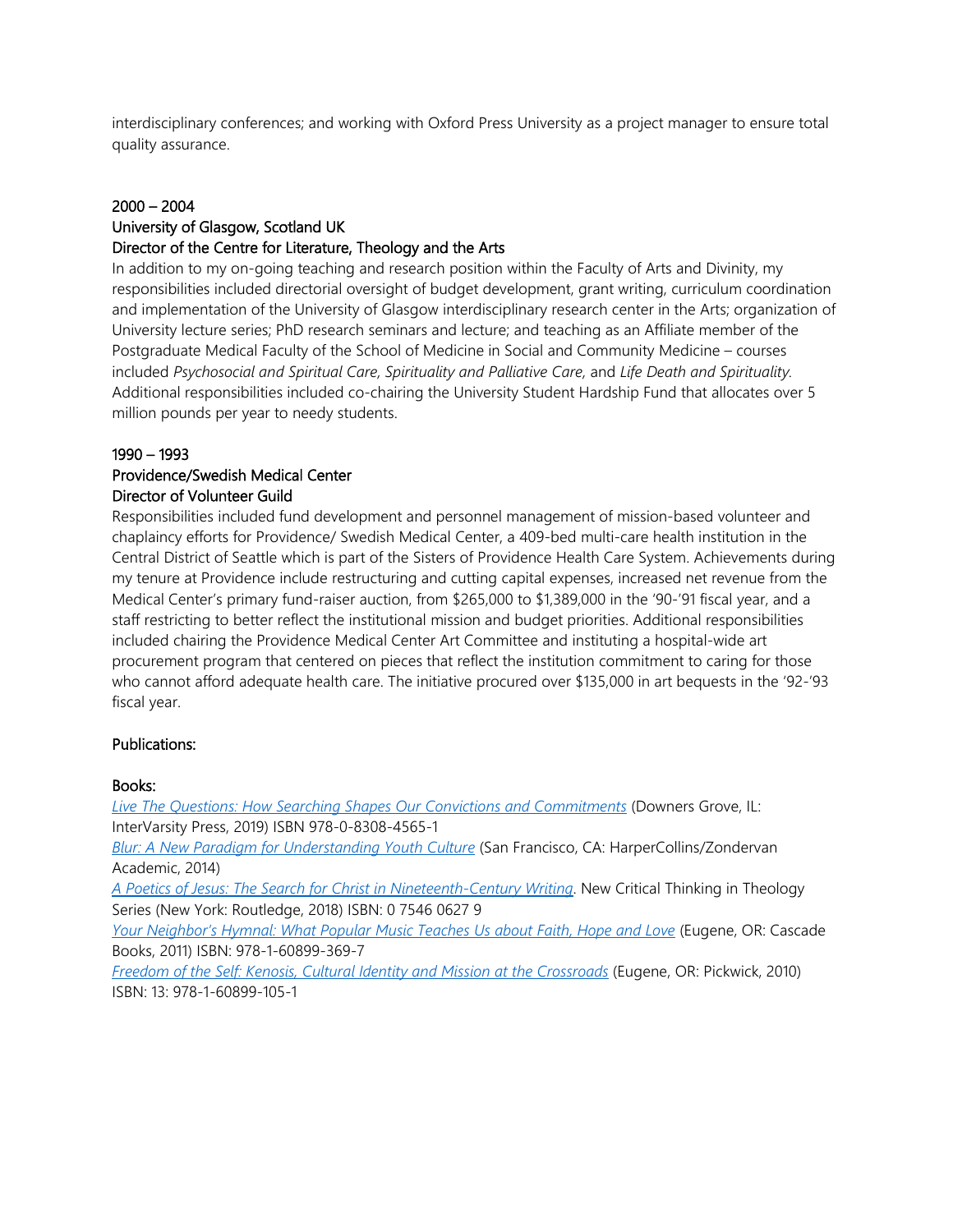interdisciplinary conferences; and working with Oxford Press University as a project manager to ensure total quality assurance.

2000 – 2004
University of Glasgow, Scotland UK
Director of the Centre for Literature, Theology and the Arts

In addition to my on-going teaching and research position within the Faculty of Arts and Divinity, my responsibilities included directorial oversight of budget development, grant writing, curriculum coordination and implementation of the University of Glasgow interdisciplinary research center in the Arts; organization of University lecture series; PhD research seminars and lecture; and teaching as an Affiliate member of the Postgraduate Medical Faculty of the School of Medicine in Social and Community Medicine – courses included *Psychosocial and Spiritual Care, Spirituality and Palliative Care,* and *Life Death and Spirituality.* Additional responsibilities included co-chairing the University Student Hardship Fund that allocates over 5 million pounds per year to needy students.

1990 – 1993
Providence/Swedish Medical Center
Director of Volunteer Guild

Responsibilities included fund development and personnel management of mission-based volunteer and chaplaincy efforts for Providence/ Swedish Medical Center, a 409-bed multi-care health institution in the Central District of Seattle which is part of the Sisters of Providence Health Care System. Achievements during my tenure at Providence include restructuring and cutting capital expenses, increased net revenue from the Medical Center's primary fund-raiser auction, from $265,000 to $1,389,000 in the '90-'91 fiscal year, and a staff restricting to better reflect the institutional mission and budget priorities. Additional responsibilities included chairing the Providence Medical Center Art Committee and instituting a hospital-wide art procurement program that centered on pieces that reflect the institution commitment to caring for those who cannot afford adequate health care. The initiative procured over $135,000 in art bequests in the '92-'93 fiscal year.

## Publications:

### Books:

*Live The Questions: How Searching Shapes Our Convictions and Commitments* (Downers Grove, IL: InterVarsity Press, 2019) ISBN 978-0-8308-4565-1

*Blur: A New Paradigm for Understanding Youth Culture* (San Francisco, CA: HarperCollins/Zondervan Academic, 2014)

*A Poetics of Jesus: The Search for Christ in Nineteenth-Century Writing*. New Critical Thinking in Theology Series (New York: Routledge, 2018) ISBN: 0 7546 0627 9

*Your Neighbor's Hymnal: What Popular Music Teaches Us about Faith, Hope and Love* (Eugene, OR: Cascade Books, 2011) ISBN: 978-1-60899-369-7

*Freedom of the Self: Kenosis, Cultural Identity and Mission at the Crossroads* (Eugene, OR: Pickwick, 2010) ISBN: 13: 978-1-60899-105-1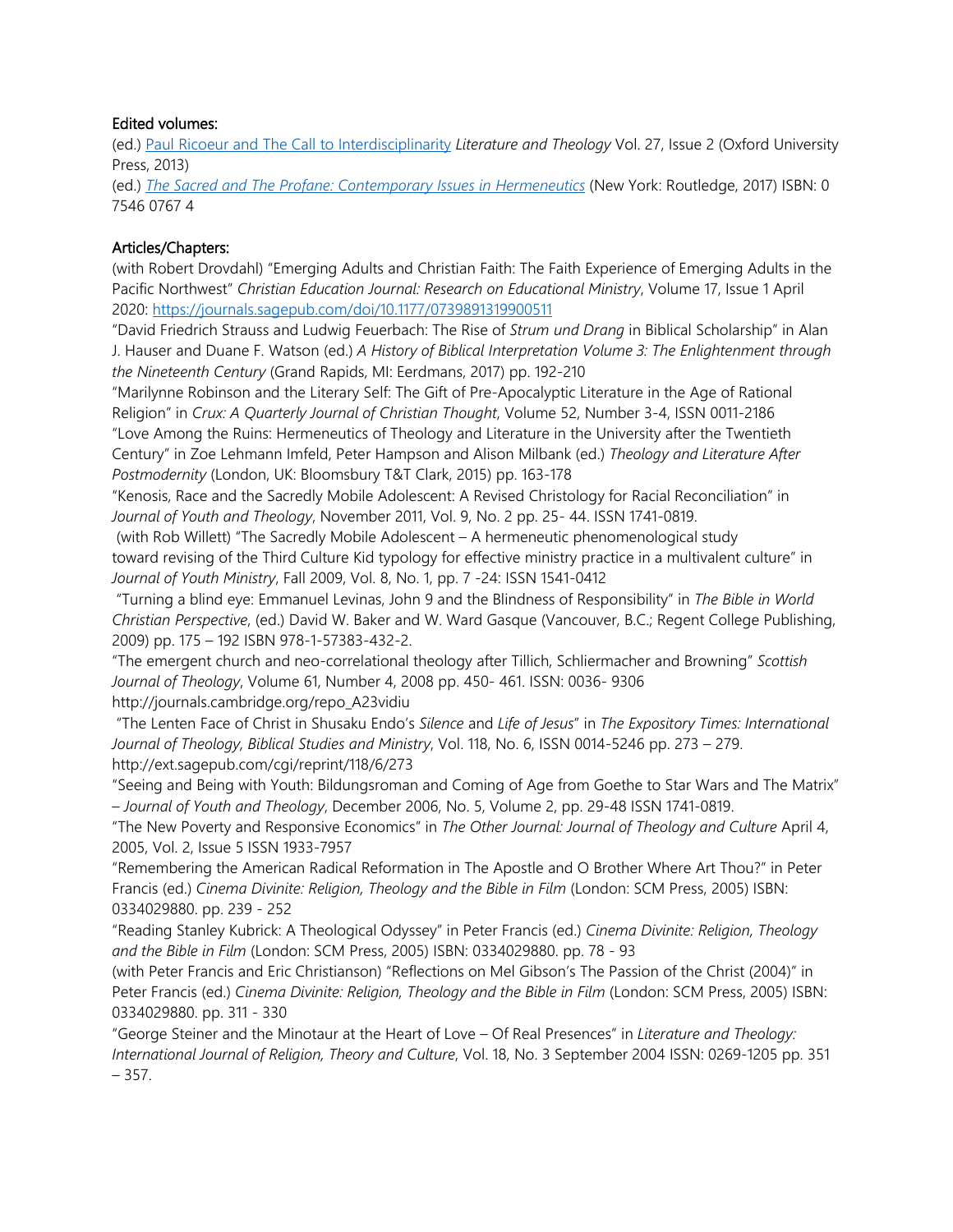### Edited volumes:

(ed.) [Paul Ricoeur and The Call to Interdisciplinarity]() *Literature and Theology* Vol. 27, Issue 2 (Oxford University Press, 2013)

(ed.) [*The Sacred and The Profane: Contemporary Issues in Hermeneutics*]() (New York: Routledge, 2017) ISBN: 0 7546 0767 4

### Articles/Chapters:

(with Robert Drovdahl) "Emerging Adults and Christian Faith: The Faith Experience of Emerging Adults in the Pacific Northwest" *Christian Education Journal: Research on Educational Ministry*, Volume 17, Issue 1 April 2020: https://journals.sagepub.com/doi/10.1177/0739891319900511

"David Friedrich Strauss and Ludwig Feuerbach: The Rise of *Strum und Drang* in Biblical Scholarship" in Alan J. Hauser and Duane F. Watson (ed.) *A History of Biblical Interpretation Volume 3: The Enlightenment through the Nineteenth Century* (Grand Rapids, MI: Eerdmans, 2017) pp. 192-210

"Marilynne Robinson and the Literary Self: The Gift of Pre-Apocalyptic Literature in the Age of Rational Religion" in *Crux: A Quarterly Journal of Christian Thought*, Volume 52, Number 3-4, ISSN 0011-2186

"Love Among the Ruins: Hermeneutics of Theology and Literature in the University after the Twentieth Century" in Zoe Lehmann Imfeld, Peter Hampson and Alison Milbank (ed.) *Theology and Literature After Postmodernity* (London, UK: Bloomsbury T&T Clark, 2015) pp. 163-178

"Kenosis, Race and the Sacredly Mobile Adolescent: A Revised Christology for Racial Reconciliation" in *Journal of Youth and Theology*, November 2011, Vol. 9, No. 2 pp. 25- 44. ISSN 1741-0819.

(with Rob Willett) "The Sacredly Mobile Adolescent – A hermeneutic phenomenological study toward revising of the Third Culture Kid typology for effective ministry practice in a multivalent culture" in *Journal of Youth Ministry*, Fall 2009, Vol. 8, No. 1, pp. 7 -24: ISSN 1541-0412

"Turning a blind eye: Emmanuel Levinas, John 9 and the Blindness of Responsibility" in *The Bible in World Christian Perspective*, (ed.) David W. Baker and W. Ward Gasque (Vancouver, B.C.; Regent College Publishing, 2009) pp. 175 – 192 ISBN 978-1-57383-432-2.

"The emergent church and neo-correlational theology after Tillich, Schliermacher and Browning" *Scottish Journal of Theology*, Volume 61, Number 4, 2008 pp. 450- 461. ISSN: 0036- 9306 http://journals.cambridge.org/repo_A23vidiu

"The Lenten Face of Christ in Shusaku Endo's *Silence* and *Life of Jesus*" in *The Expository Times: International Journal of Theology, Biblical Studies and Ministry*, Vol. 118, No. 6, ISSN 0014-5246 pp. 273 – 279. http://ext.sagepub.com/cgi/reprint/118/6/273

"Seeing and Being with Youth: Bildungsroman and Coming of Age from Goethe to Star Wars and The Matrix" – *Journal of Youth and Theology*, December 2006, No. 5, Volume 2, pp. 29-48 ISSN 1741-0819.

"The New Poverty and Responsive Economics" in *The Other Journal: Journal of Theology and Culture* April 4, 2005, Vol. 2, Issue 5 ISSN 1933-7957

"Remembering the American Radical Reformation in The Apostle and O Brother Where Art Thou?" in Peter Francis (ed.) *Cinema Divinite: Religion, Theology and the Bible in Film* (London: SCM Press, 2005) ISBN: 0334029880. pp. 239 - 252

"Reading Stanley Kubrick: A Theological Odyssey" in Peter Francis (ed.) *Cinema Divinite: Religion, Theology and the Bible in Film* (London: SCM Press, 2005) ISBN: 0334029880. pp. 78 - 93

(with Peter Francis and Eric Christianson) "Reflections on Mel Gibson's The Passion of the Christ (2004)" in Peter Francis (ed.) *Cinema Divinite: Religion, Theology and the Bible in Film* (London: SCM Press, 2005) ISBN: 0334029880. pp. 311 - 330

"George Steiner and the Minotaur at the Heart of Love – Of Real Presences" in *Literature and Theology: International Journal of Religion, Theory and Culture*, Vol. 18, No. 3 September 2004 ISSN: 0269-1205 pp. 351 – 357.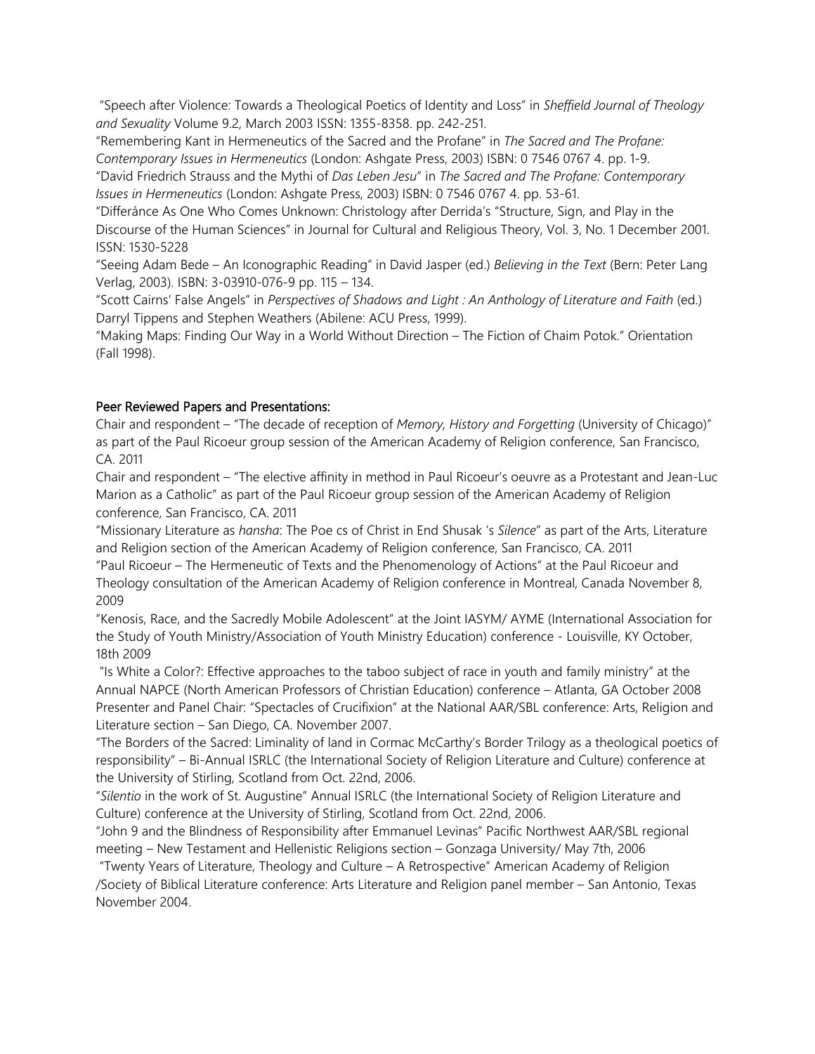"Speech after Violence: Towards a Theological Poetics of Identity and Loss" in *Sheffield Journal of Theology and Sexuality* Volume 9.2, March 2003 ISSN: 1355-8358. pp. 242-251.

"Remembering Kant in Hermeneutics of the Sacred and the Profane" in *The Sacred and The Profane: Contemporary Issues in Hermeneutics* (London: Ashgate Press, 2003) ISBN: 0 7546 0767 4. pp. 1-9.

"David Friedrich Strauss and the Mythi of *Das Leben Jesu*" in *The Sacred and The Profane: Contemporary Issues in Hermeneutics* (London: Ashgate Press, 2003) ISBN: 0 7546 0767 4. pp. 53-61.

"Differánce As One Who Comes Unknown: Christology after Derrida's "Structure, Sign, and Play in the Discourse of the Human Sciences" in Journal for Cultural and Religious Theory, Vol. 3, No. 1 December 2001. ISSN: 1530-5228

"Seeing Adam Bede – An Iconographic Reading" in David Jasper (ed.) *Believing in the Text* (Bern: Peter Lang Verlag, 2003). ISBN: 3-03910-076-9 pp. 115 – 134.

"Scott Cairns' False Angels" in *Perspectives of Shadows and Light : An Anthology of Literature and Faith* (ed.) Darryl Tippens and Stephen Weathers (Abilene: ACU Press, 1999).

"Making Maps: Finding Our Way in a World Without Direction – The Fiction of Chaim Potok." Orientation (Fall 1998).

## Peer Reviewed Papers and Presentations:

Chair and respondent – "The decade of reception of *Memory, History and Forgetting* (University of Chicago)" as part of the Paul Ricoeur group session of the American Academy of Religion conference, San Francisco, CA. 2011

Chair and respondent – "The elective affinity in method in Paul Ricoeur's oeuvre as a Protestant and Jean-Luc Marion as a Catholic" as part of the Paul Ricoeur group session of the American Academy of Religion conference, San Francisco, CA. 2011

"Missionary Literature as *hansha*: The Poe cs of Christ in End Shusak 's *Silence*" as part of the Arts, Literature and Religion section of the American Academy of Religion conference, San Francisco, CA. 2011

"Paul Ricoeur – The Hermeneutic of Texts and the Phenomenology of Actions" at the Paul Ricoeur and Theology consultation of the American Academy of Religion conference in Montreal, Canada November 8, 2009

"Kenosis, Race, and the Sacredly Mobile Adolescent" at the Joint IASYM/ AYME (International Association for the Study of Youth Ministry/Association of Youth Ministry Education) conference - Louisville, KY October, 18th 2009

"Is White a Color?: Effective approaches to the taboo subject of race in youth and family ministry" at the Annual NAPCE (North American Professors of Christian Education) conference – Atlanta, GA October 2008

Presenter and Panel Chair: "Spectacles of Crucifixion" at the National AAR/SBL conference: Arts, Religion and Literature section – San Diego, CA. November 2007.

"The Borders of the Sacred: Liminality of land in Cormac McCarthy's Border Trilogy as a theological poetics of responsibility" – Bi-Annual ISRLC (the International Society of Religion Literature and Culture) conference at the University of Stirling, Scotland from Oct. 22nd, 2006.

"*Silentio* in the work of St. Augustine" Annual ISRLC (the International Society of Religion Literature and Culture) conference at the University of Stirling, Scotland from Oct. 22nd, 2006.

"John 9 and the Blindness of Responsibility after Emmanuel Levinas" Pacific Northwest AAR/SBL regional meeting – New Testament and Hellenistic Religions section – Gonzaga University/ May 7th, 2006

"Twenty Years of Literature, Theology and Culture – A Retrospective" American Academy of Religion /Society of Biblical Literature conference: Arts Literature and Religion panel member – San Antonio, Texas November 2004.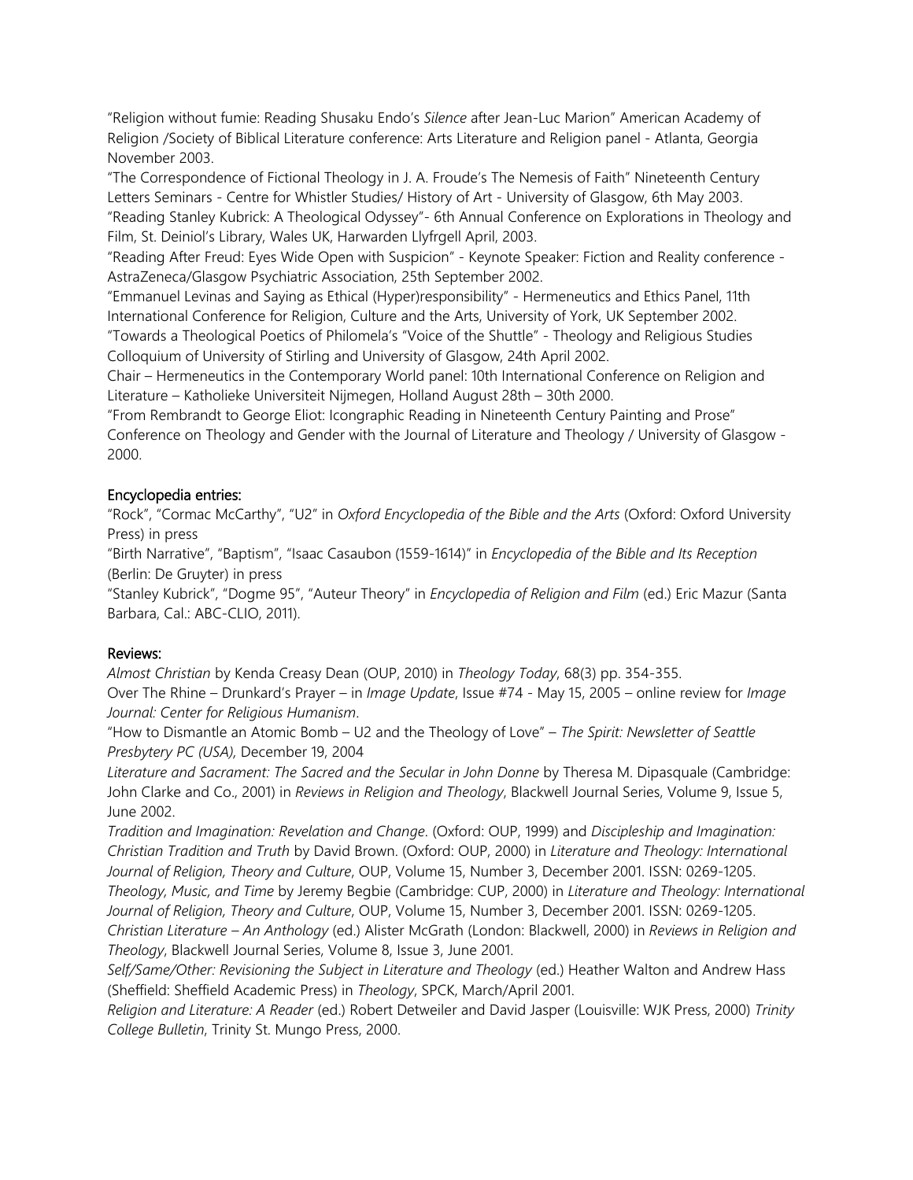"Religion without fumie: Reading Shusaku Endo's *Silence* after Jean-Luc Marion" American Academy of Religion /Society of Biblical Literature conference: Arts Literature and Religion panel - Atlanta, Georgia November 2003.

"The Correspondence of Fictional Theology in J. A. Froude's The Nemesis of Faith" Nineteenth Century Letters Seminars - Centre for Whistler Studies/ History of Art - University of Glasgow, 6th May 2003.

"Reading Stanley Kubrick: A Theological Odyssey"- 6th Annual Conference on Explorations in Theology and Film, St. Deiniol's Library, Wales UK, Harwarden Llyfrgell April, 2003.

"Reading After Freud: Eyes Wide Open with Suspicion" - Keynote Speaker: Fiction and Reality conference - AstraZeneca/Glasgow Psychiatric Association, 25th September 2002.

"Emmanuel Levinas and Saying as Ethical (Hyper)responsibility" - Hermeneutics and Ethics Panel, 11th International Conference for Religion, Culture and the Arts, University of York, UK September 2002.

"Towards a Theological Poetics of Philomela's "Voice of the Shuttle" - Theology and Religious Studies Colloquium of University of Stirling and University of Glasgow, 24th April 2002.

Chair – Hermeneutics in the Contemporary World panel: 10th International Conference on Religion and Literature – Katholieke Universiteit Nijmegen, Holland August 28th – 30th 2000.

"From Rembrandt to George Eliot: Icongraphic Reading in Nineteenth Century Painting and Prose" Conference on Theology and Gender with the Journal of Literature and Theology / University of Glasgow - 2000.

## Encyclopedia entries:

"Rock", "Cormac McCarthy", "U2" in *Oxford Encyclopedia of the Bible and the Arts* (Oxford: Oxford University Press) in press

"Birth Narrative", "Baptism", "Isaac Casaubon (1559-1614)" in *Encyclopedia of the Bible and Its Reception* (Berlin: De Gruyter) in press

"Stanley Kubrick", "Dogme 95", "Auteur Theory" in *Encyclopedia of Religion and Film* (ed.) Eric Mazur (Santa Barbara, Cal.: ABC-CLIO, 2011).

## Reviews:

*Almost Christian* by Kenda Creasy Dean (OUP, 2010) in *Theology Today*, 68(3) pp. 354-355.

Over The Rhine – Drunkard's Prayer – in *Image Update*, Issue #74 - May 15, 2005 – online review for *Image Journal: Center for Religious Humanism*.

"How to Dismantle an Atomic Bomb – U2 and the Theology of Love" – *The Spirit: Newsletter of Seattle Presbytery PC (USA),* December 19, 2004

*Literature and Sacrament: The Sacred and the Secular in John Donne* by Theresa M. Dipasquale (Cambridge: John Clarke and Co., 2001) in *Reviews in Religion and Theology*, Blackwell Journal Series, Volume 9, Issue 5, June 2002.

*Tradition and Imagination: Revelation and Change*. (Oxford: OUP, 1999) and *Discipleship and Imagination: Christian Tradition and Truth* by David Brown. (Oxford: OUP, 2000) in *Literature and Theology: International Journal of Religion, Theory and Culture*, OUP, Volume 15, Number 3, December 2001. ISSN: 0269-1205.

*Theology, Music, and Time* by Jeremy Begbie (Cambridge: CUP, 2000) in *Literature and Theology: International Journal of Religion, Theory and Culture*, OUP, Volume 15, Number 3, December 2001. ISSN: 0269-1205.

*Christian Literature – An Anthology* (ed.) Alister McGrath (London: Blackwell, 2000) in *Reviews in Religion and Theology*, Blackwell Journal Series, Volume 8, Issue 3, June 2001.

*Self/Same/Other: Revisioning the Subject in Literature and Theology* (ed.) Heather Walton and Andrew Hass (Sheffield: Sheffield Academic Press) in *Theology*, SPCK, March/April 2001.

*Religion and Literature: A Reader* (ed.) Robert Detweiler and David Jasper (Louisville: WJK Press, 2000) *Trinity College Bulletin*, Trinity St. Mungo Press, 2000.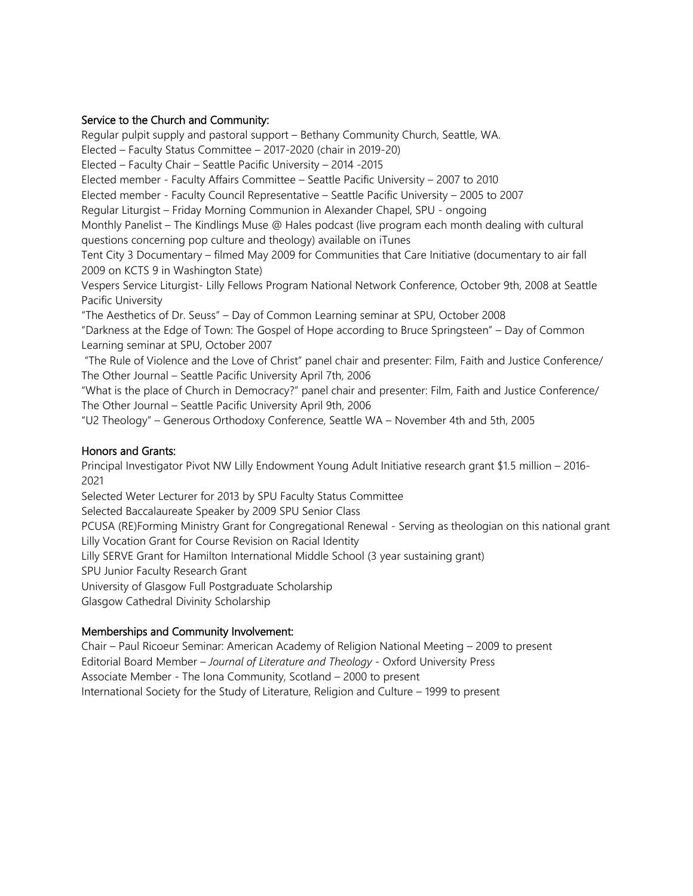## Service to the Church and Community:

Regular pulpit supply and pastoral support – Bethany Community Church, Seattle, WA.
Elected – Faculty Status Committee – 2017-2020 (chair in 2019-20)
Elected – Faculty Chair – Seattle Pacific University – 2014 -2015
Elected member - Faculty Affairs Committee – Seattle Pacific University – 2007 to 2010
Elected member - Faculty Council Representative – Seattle Pacific University – 2005 to 2007
Regular Liturgist – Friday Morning Communion in Alexander Chapel, SPU - ongoing
Monthly Panelist – The Kindlings Muse @ Hales podcast (live program each month dealing with cultural questions concerning pop culture and theology) available on iTunes
Tent City 3 Documentary – filmed May 2009 for Communities that Care Initiative (documentary to air fall 2009 on KCTS 9 in Washington State)
Vespers Service Liturgist- Lilly Fellows Program National Network Conference, October 9th, 2008 at Seattle Pacific University
"The Aesthetics of Dr. Seuss" – Day of Common Learning seminar at SPU, October 2008
"Darkness at the Edge of Town: The Gospel of Hope according to Bruce Springsteen" – Day of Common Learning seminar at SPU, October 2007
"The Rule of Violence and the Love of Christ" panel chair and presenter: Film, Faith and Justice Conference/ The Other Journal – Seattle Pacific University April 7th, 2006
"What is the place of Church in Democracy?" panel chair and presenter: Film, Faith and Justice Conference/ The Other Journal – Seattle Pacific University April 9th, 2006
"U2 Theology" – Generous Orthodoxy Conference, Seattle WA – November 4th and 5th, 2005

## Honors and Grants:

Principal Investigator Pivot NW Lilly Endowment Young Adult Initiative research grant $1.5 million – 2016-2021
Selected Weter Lecturer for 2013 by SPU Faculty Status Committee
Selected Baccalaureate Speaker by 2009 SPU Senior Class
PCUSA (RE)Forming Ministry Grant for Congregational Renewal - Serving as theologian on this national grant
Lilly Vocation Grant for Course Revision on Racial Identity
Lilly SERVE Grant for Hamilton International Middle School (3 year sustaining grant)
SPU Junior Faculty Research Grant
University of Glasgow Full Postgraduate Scholarship
Glasgow Cathedral Divinity Scholarship

## Memberships and Community Involvement:

Chair – Paul Ricoeur Seminar: American Academy of Religion National Meeting – 2009 to present
Editorial Board Member – *Journal of Literature and Theology* - Oxford University Press
Associate Member - The Iona Community, Scotland – 2000 to present
International Society for the Study of Literature, Religion and Culture – 1999 to present